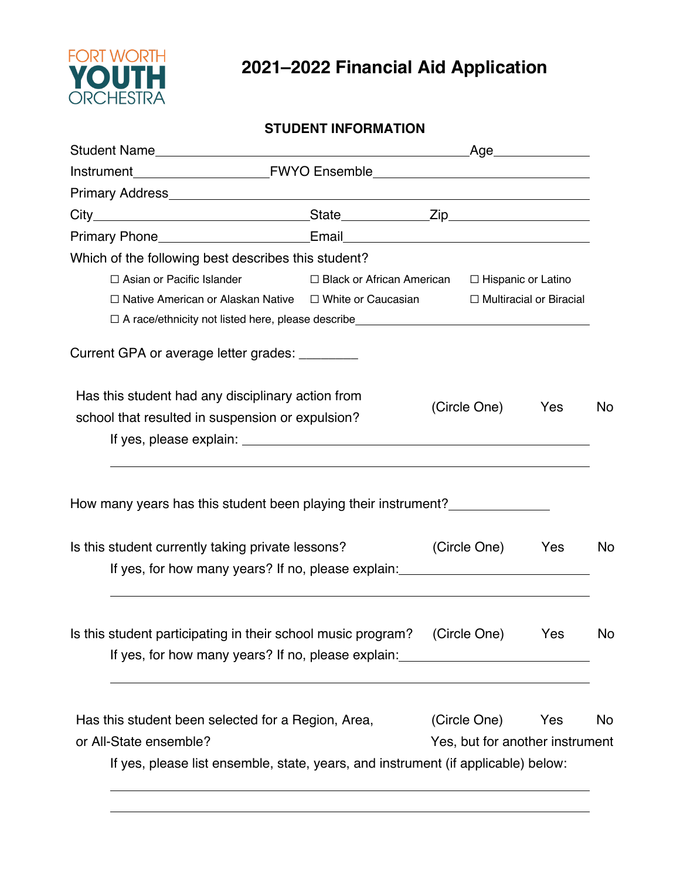FORT WORTH YOUTH ORCHESTRA

# 2021–2022 Financial Aid Application

## STUDENT INFORMATION

Student Name_______________________________________ Age__________

Instrument_______________ FWYO Ensemble____________________________

Primary Address_______________________________________________

City__________________________ State__________ Zip________________

Primary Phone__________________ Email______________________________

Which of the following best describes this student?

☐ Asian or Pacific Islander ☐ Black or African American ☐ Hispanic or Latino

☐ Native American or Alaskan Native ☐ White or Caucasian ☐ Multiracial or Biracial

☐ A race/ethnicity not listed here, please describe______________________________

Current GPA or average letter grades: ________

Has this student had any disciplinary action from school that resulted in suspension or expulsion? (Circle One) Yes No

If yes, please explain: ________________________________________

________________________________________________________

How many years has this student been playing their instrument?__________

Is this student currently taking private lessons? (Circle One) Yes No

If yes, for how many years? If no, please explain:____________________

________________________________________________________

Is this student participating in their school music program? (Circle One) Yes No

If yes, for how many years? If no, please explain:____________________

________________________________________________________

Has this student been selected for a Region, Area, or All-State ensemble? (Circle One) Yes No Yes, but for another instrument

If yes, please list ensemble, state, years, and instrument (if applicable) below:

________________________________________________________

________________________________________________________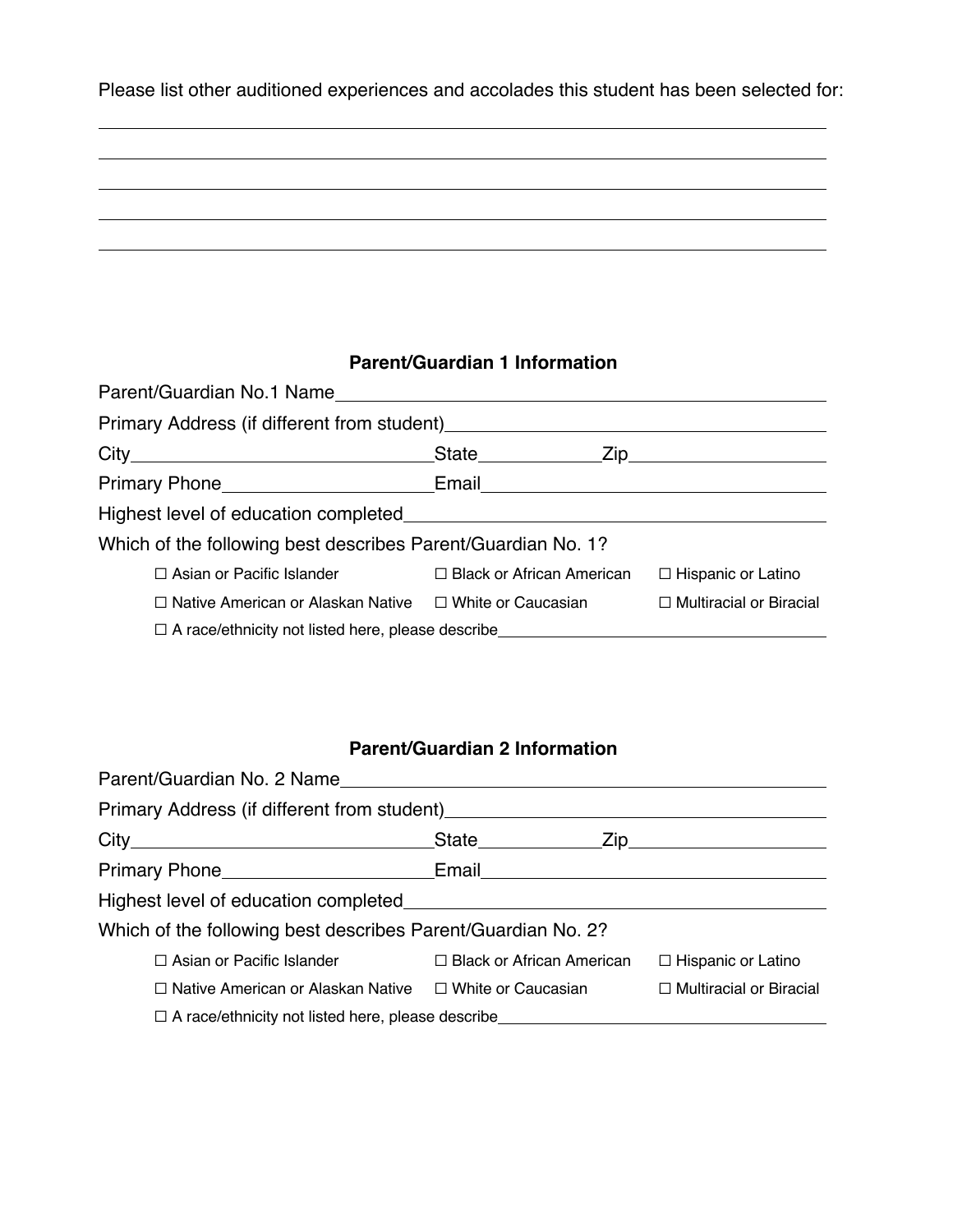Please list other auditioned experiences and accolades this student has been selected for:

______________________________________________________________________

______________________________________________________________________

______________________________________________________________________

______________________________________________________________________

______________________________________________________________________

### Parent/Guardian 1 Information

Parent/Guardian No.1 Name______________________________________________

Primary Address (if different from student)______________________________

City______________________________State____________Zip____________________

Primary Phone_____________________Email___________________________________

Highest level of education completed_______________________________________

Which of the following best describes Parent/Guardian No. 1?

☐ Asian or Pacific Islander ☐ Black or African American ☐ Hispanic or Latino

☐ Native American or Alaskan Native ☐ White or Caucasian ☐ Multiracial or Biracial

☐ A race/ethnicity not listed here, please describe___________________________

### Parent/Guardian 2 Information

Parent/Guardian No. 2 Name_____________________________________________

Primary Address (if different from student)______________________________

City______________________________State____________Zip____________________

Primary Phone_____________________Email___________________________________

Highest level of education completed_______________________________________

Which of the following best describes Parent/Guardian No. 2?

☐ Asian or Pacific Islander ☐ Black or African American ☐ Hispanic or Latino

☐ Native American or Alaskan Native ☐ White or Caucasian ☐ Multiracial or Biracial

☐ A race/ethnicity not listed here, please describe___________________________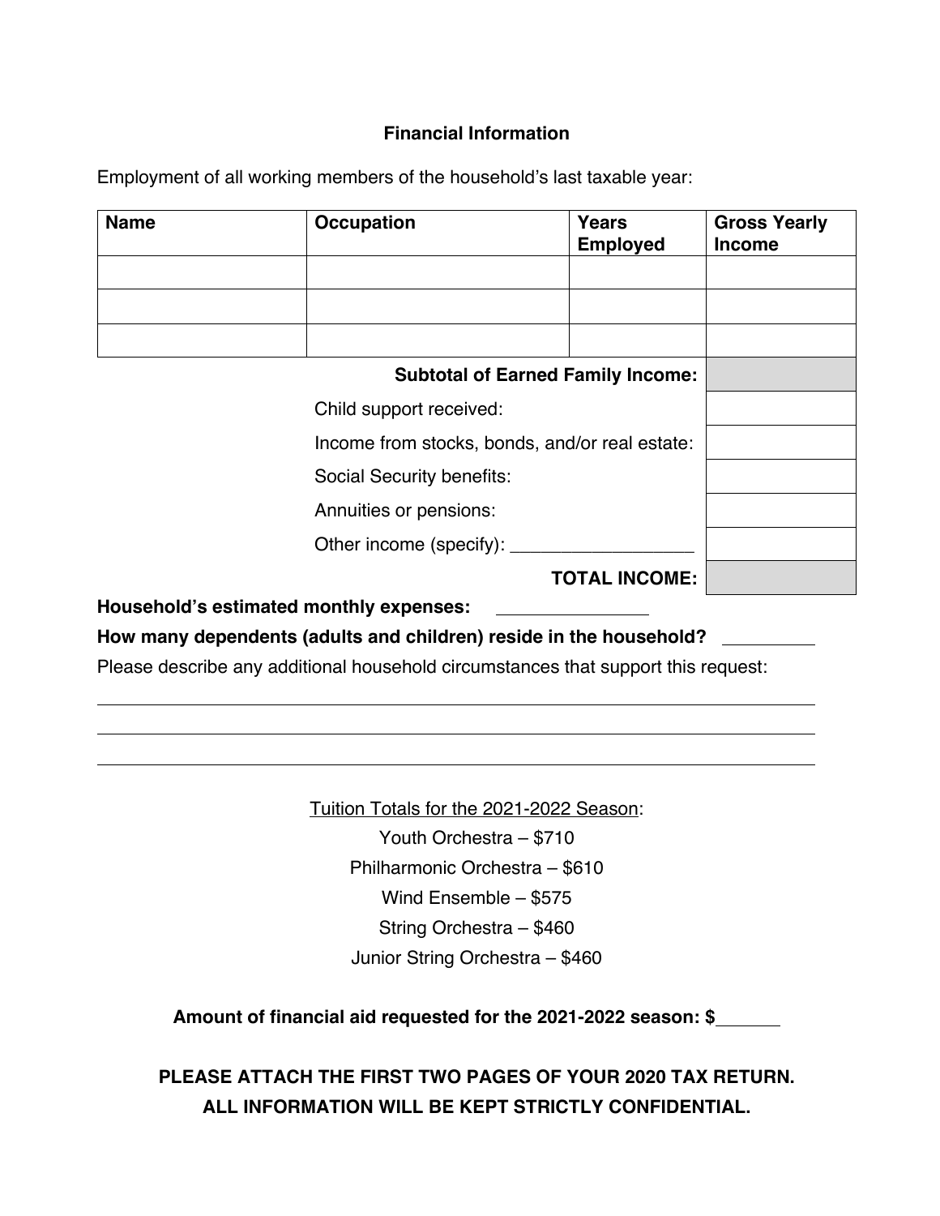## Financial Information

Employment of all working members of the household's last taxable year:

| **Name** | **Occupation** | **Years Employed** | **Gross Yearly Income** |
|---|---|---|---|
| | | | |
| | | | |
| | | | |
| | | **Subtotal of Earned Family Income:** | |
| | Child support received: | | |
| | Income from stocks, bonds, and/or real estate: | | |
| | Social Security benefits: | | |
| | Annuities or pensions: | | |
| | Other income (specify): ___________________ | | |
| | | **TOTAL INCOME:** | |

**Household's estimated monthly expenses:** _______________

**How many dependents (adults and children) reside in the household?** _________

Please describe any additional household circumstances that support this request:

_______________________________________________________________________

_______________________________________________________________________

_______________________________________________________________________

Tuition Totals for the 2021-2022 Season:

Youth Orchestra – $710

Philharmonic Orchestra – $610

Wind Ensemble – $575

String Orchestra – $460

Junior String Orchestra – $460

**Amount of financial aid requested for the 2021-2022 season: $______**

**PLEASE ATTACH THE FIRST TWO PAGES OF YOUR 2020 TAX RETURN.**
**ALL INFORMATION WILL BE KEPT STRICTLY CONFIDENTIAL.**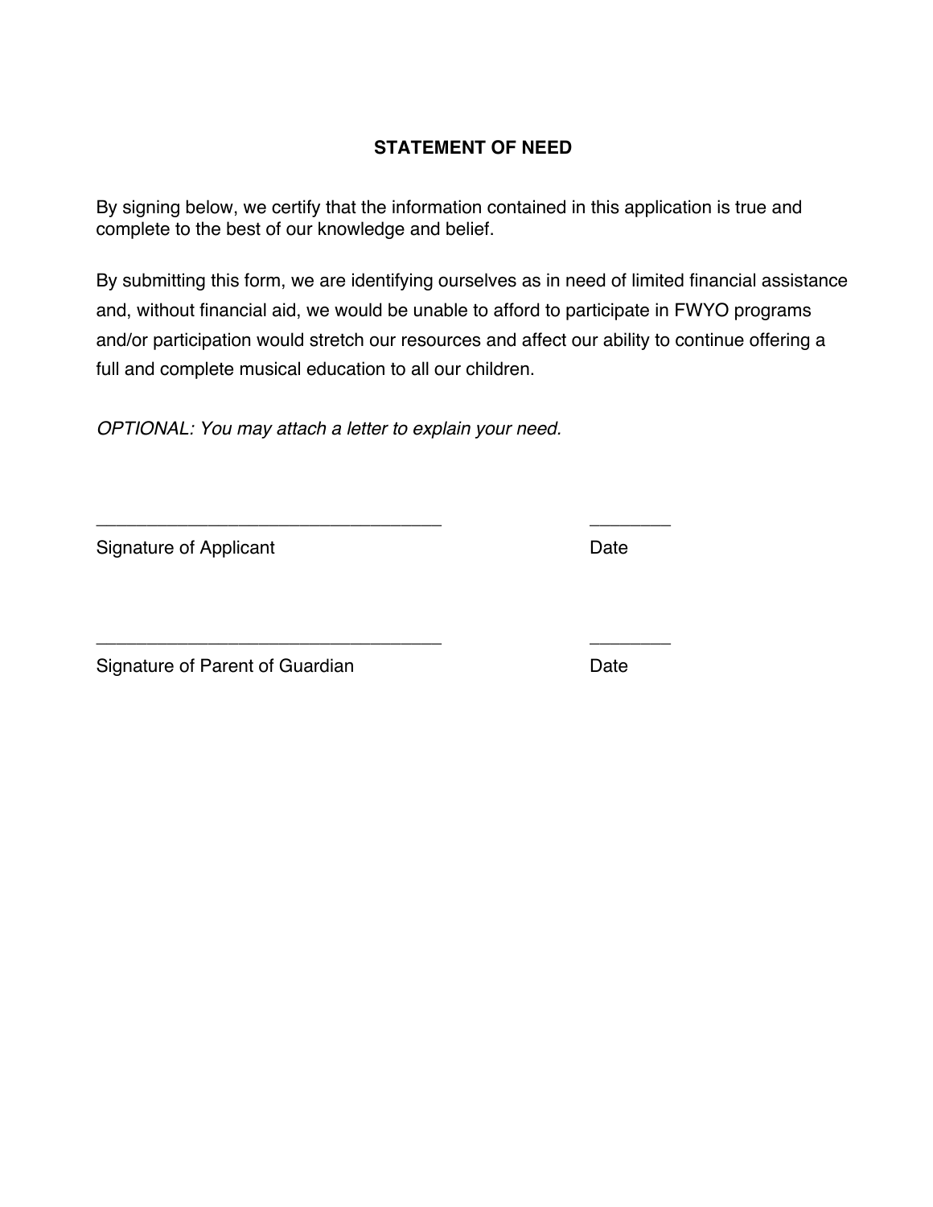## STATEMENT OF NEED

By signing below, we certify that the information contained in this application is true and complete to the best of our knowledge and belief.

By submitting this form, we are identifying ourselves as in need of limited financial assistance and, without financial aid, we would be unable to afford to participate in FWYO programs and/or participation would stretch our resources and affect our ability to continue offering a full and complete musical education to all our children.

*OPTIONAL: You may attach a letter to explain your need.*

\_\_\_\_\_\_\_\_\_\_\_\_\_\_\_\_\_\_\_\_\_\_\_\_\_\_\_\_\_\_\_\_\_\_\_\_ \_\_\_\_\_\_\_\_\_

Signature of Applicant Date

\_\_\_\_\_\_\_\_\_\_\_\_\_\_\_\_\_\_\_\_\_\_\_\_\_\_\_\_\_\_\_\_\_\_\_\_ \_\_\_\_\_\_\_\_\_

Signature of Parent of Guardian Date